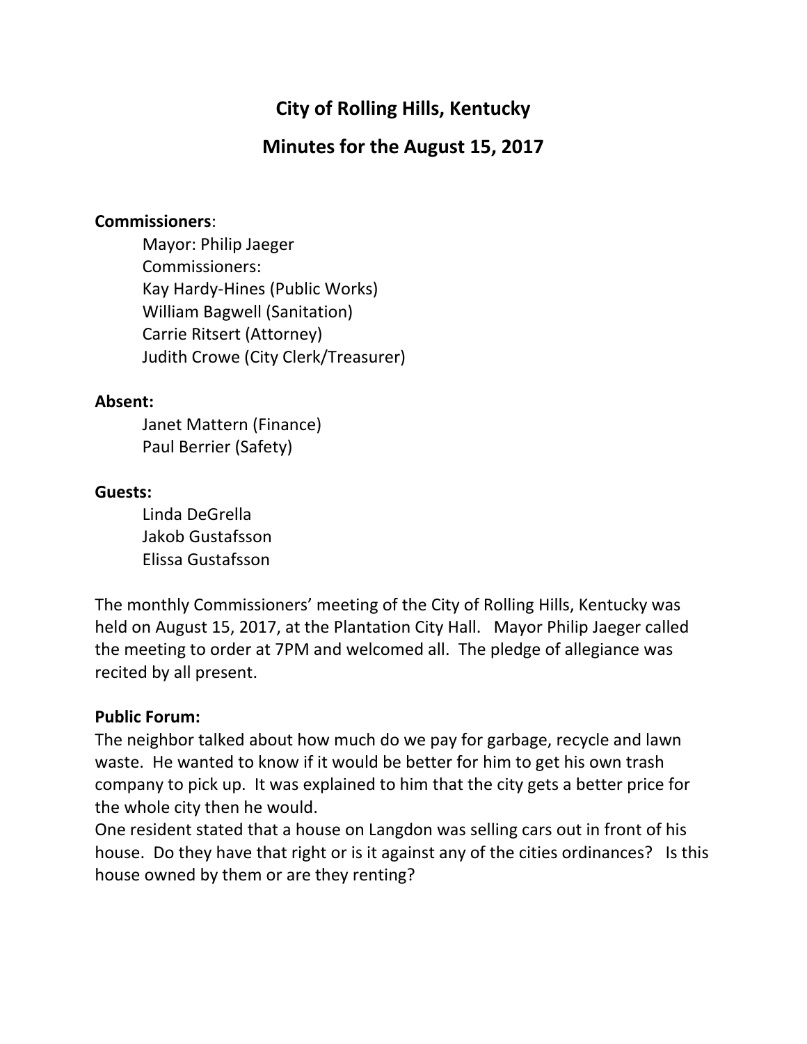# City of Rolling Hills, Kentucky

## Minutes for the August 15, 2017

**Commissioners**:

Mayor: Philip Jaeger
Commissioners:
Kay Hardy-Hines (Public Works)
William Bagwell (Sanitation)
Carrie Ritsert (Attorney)
Judith Crowe (City Clerk/Treasurer)

**Absent:**

Janet Mattern (Finance)
Paul Berrier (Safety)

**Guests:**

Linda DeGrella
Jakob Gustafsson
Elissa Gustafsson

The monthly Commissioners' meeting of the City of Rolling Hills, Kentucky was held on August 15, 2017, at the Plantation City Hall. Mayor Philip Jaeger called the meeting to order at 7PM and welcomed all. The pledge of allegiance was recited by all present.

**Public Forum:**

The neighbor talked about how much do we pay for garbage, recycle and lawn waste. He wanted to know if it would be better for him to get his own trash company to pick up. It was explained to him that the city gets a better price for the whole city then he would.

One resident stated that a house on Langdon was selling cars out in front of his house. Do they have that right or is it against any of the cities ordinances? Is this house owned by them or are they renting?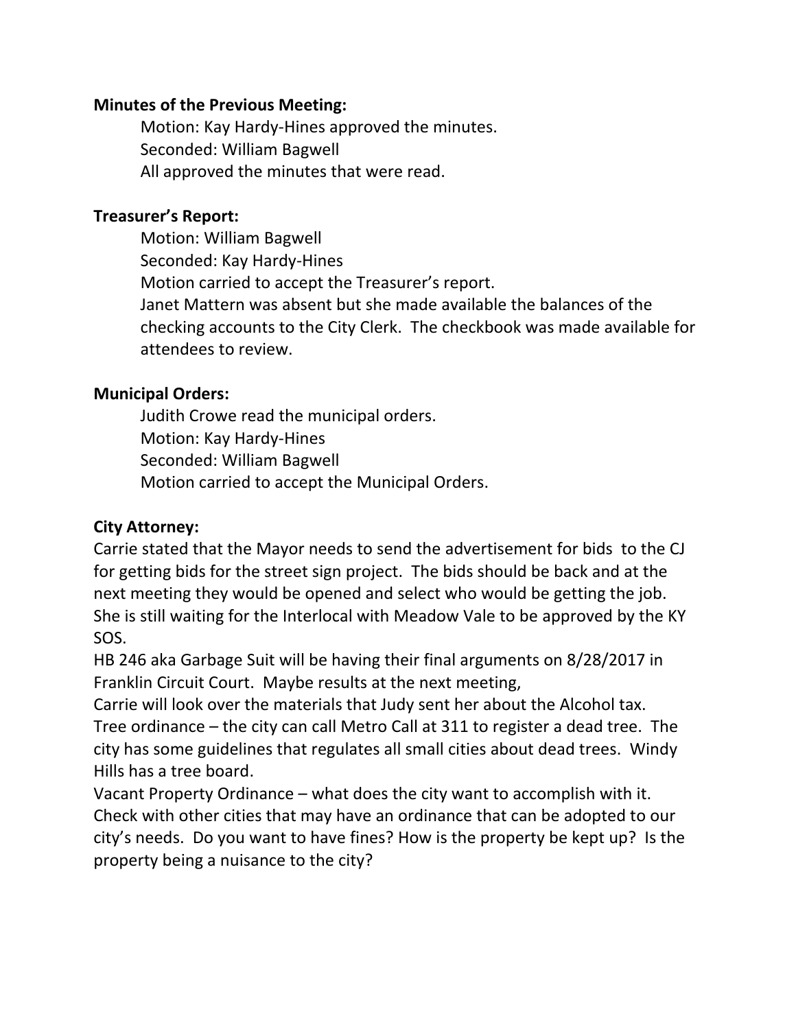**Minutes of the Previous Meeting:**

Motion: Kay Hardy-Hines approved the minutes.
Seconded: William Bagwell
All approved the minutes that were read.

**Treasurer's Report:**

Motion: William Bagwell
Seconded: Kay Hardy-Hines
Motion carried to accept the Treasurer's report.
Janet Mattern was absent but she made available the balances of the checking accounts to the City Clerk. The checkbook was made available for attendees to review.

**Municipal Orders:**

Judith Crowe read the municipal orders.
Motion: Kay Hardy-Hines
Seconded: William Bagwell
Motion carried to accept the Municipal Orders.

**City Attorney:**

Carrie stated that the Mayor needs to send the advertisement for bids to the CJ for getting bids for the street sign project. The bids should be back and at the next meeting they would be opened and select who would be getting the job. She is still waiting for the Interlocal with Meadow Vale to be approved by the KY SOS.
HB 246 aka Garbage Suit will be having their final arguments on 8/28/2017 in Franklin Circuit Court. Maybe results at the next meeting,
Carrie will look over the materials that Judy sent her about the Alcohol tax.
Tree ordinance – the city can call Metro Call at 311 to register a dead tree. The city has some guidelines that regulates all small cities about dead trees. Windy Hills has a tree board.
Vacant Property Ordinance – what does the city want to accomplish with it. Check with other cities that may have an ordinance that can be adopted to our city's needs. Do you want to have fines? How is the property be kept up? Is the property being a nuisance to the city?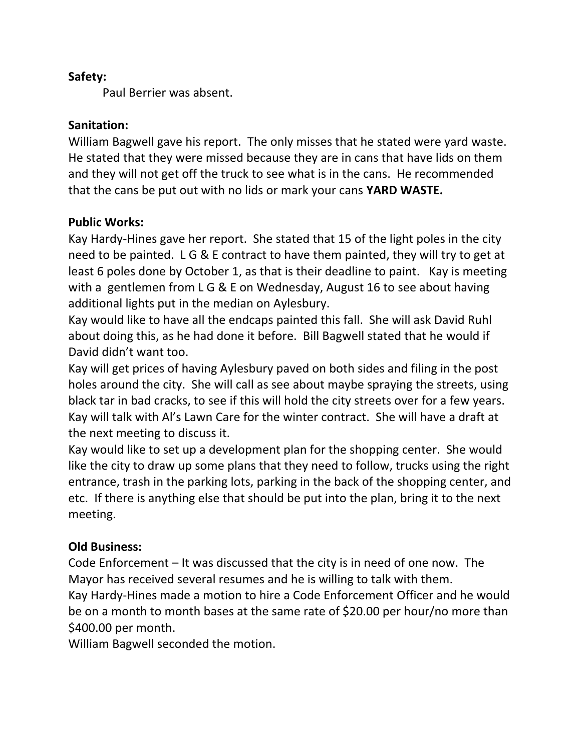**Safety:**

Paul Berrier was absent.

**Sanitation:**

William Bagwell gave his report. The only misses that he stated were yard waste. He stated that they were missed because they are in cans that have lids on them and they will not get off the truck to see what is in the cans. He recommended that the cans be put out with no lids or mark your cans **YARD WASTE.**

**Public Works:**

Kay Hardy-Hines gave her report. She stated that 15 of the light poles in the city need to be painted. L G & E contract to have them painted, they will try to get at least 6 poles done by October 1, as that is their deadline to paint. Kay is meeting with a gentlemen from L G & E on Wednesday, August 16 to see about having additional lights put in the median on Aylesbury.

Kay would like to have all the endcaps painted this fall. She will ask David Ruhl about doing this, as he had done it before. Bill Bagwell stated that he would if David didn't want too.

Kay will get prices of having Aylesbury paved on both sides and filing in the post holes around the city. She will call as see about maybe spraying the streets, using black tar in bad cracks, to see if this will hold the city streets over for a few years.

Kay will talk with Al's Lawn Care for the winter contract. She will have a draft at the next meeting to discuss it.

Kay would like to set up a development plan for the shopping center. She would like the city to draw up some plans that they need to follow, trucks using the right entrance, trash in the parking lots, parking in the back of the shopping center, and etc. If there is anything else that should be put into the plan, bring it to the next meeting.

**Old Business:**

Code Enforcement – It was discussed that the city is in need of one now. The Mayor has received several resumes and he is willing to talk with them.

Kay Hardy-Hines made a motion to hire a Code Enforcement Officer and he would be on a month to month bases at the same rate of $20.00 per hour/no more than $400.00 per month.

William Bagwell seconded the motion.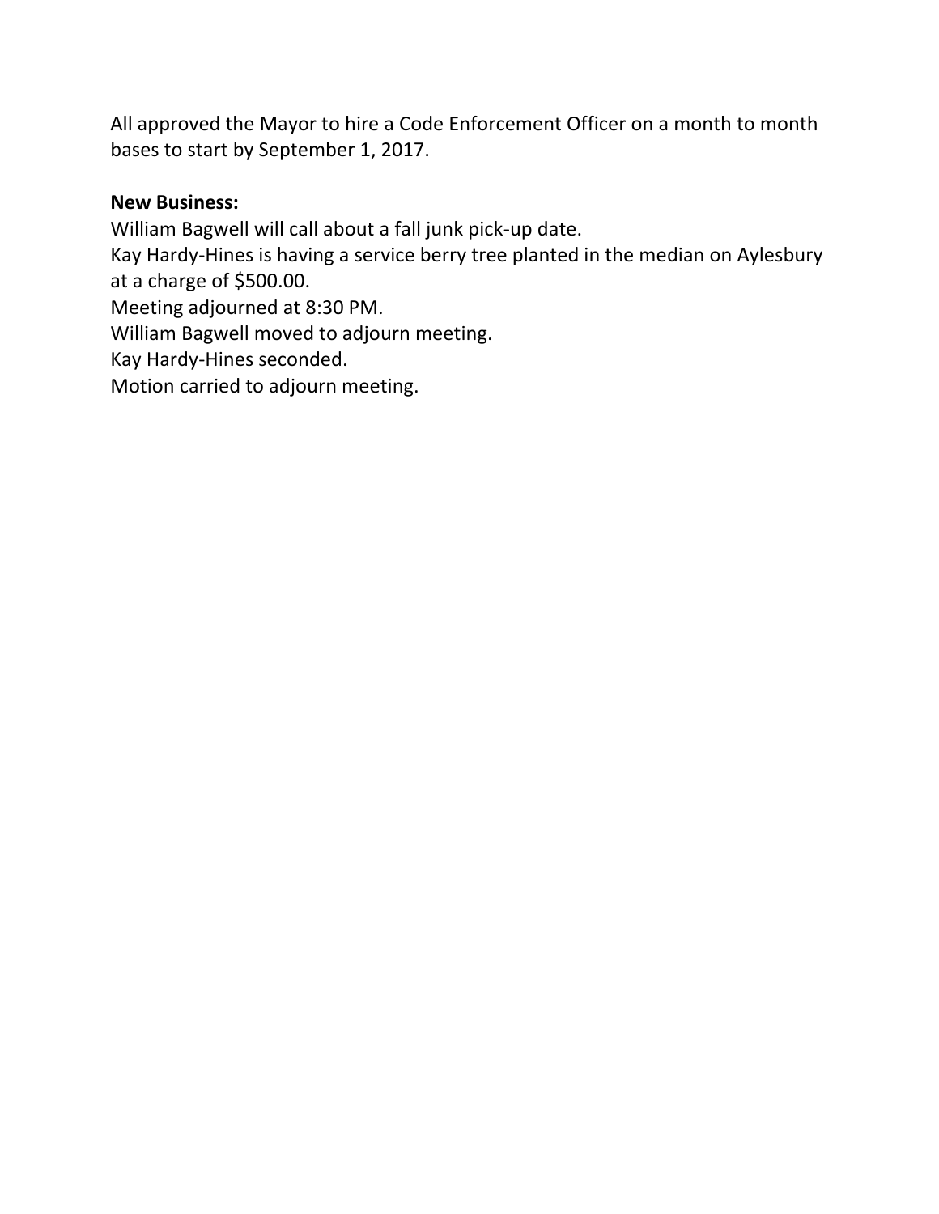All approved the Mayor to hire a Code Enforcement Officer on a month to month bases to start by September 1, 2017.

**New Business:**

William Bagwell will call about a fall junk pick-up date.
Kay Hardy-Hines is having a service berry tree planted in the median on Aylesbury at a charge of $500.00.
Meeting adjourned at 8:30 PM.
William Bagwell moved to adjourn meeting.
Kay Hardy-Hines seconded.
Motion carried to adjourn meeting.